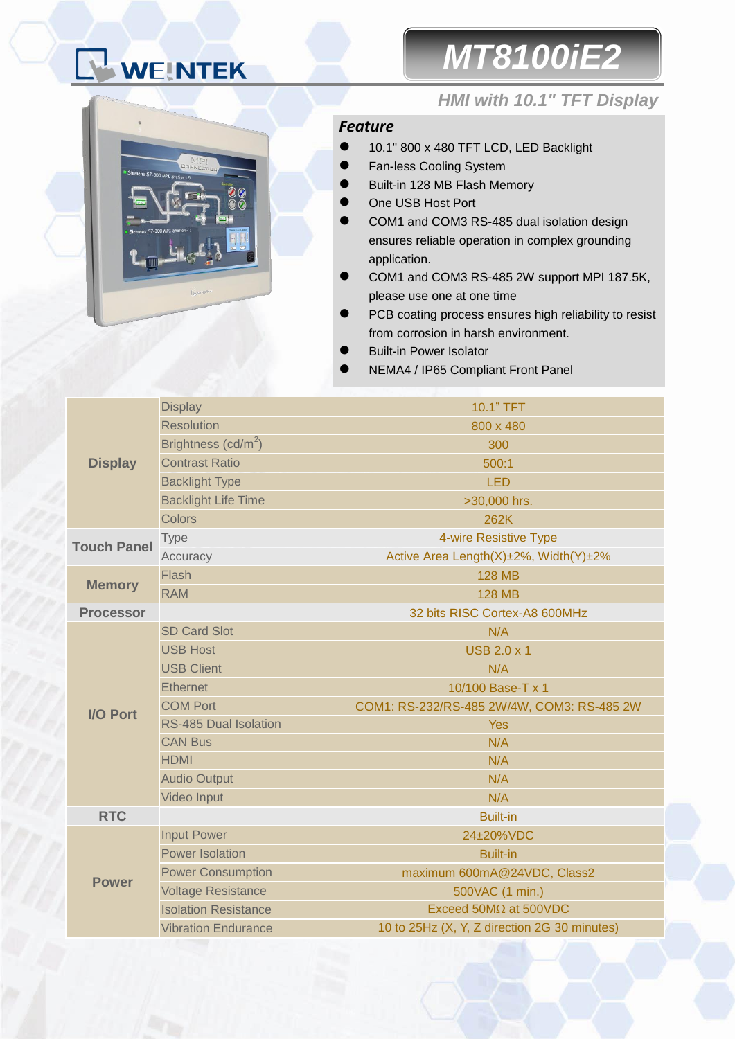# WEINTEK

# MT8100iE2

## HMI with 10.1" TFT Display

### Feature

- 10.1" 800 x 480 TFT LCD, LED Backlight
- Fan-less Cooling System
- Built-in 128 MB Flash Memory
- One USB Host Port
- COM1 and COM3 RS-485 dual isolation design ensures reliable operation in complex grounding application.
- COM1 and COM3 RS-485 2W support MPI 187.5K, please use one at one time
- PCB coating process ensures high reliability to resist from corrosion in harsh environment.
- Built-in Power Isolator
- NEMA4 / IP65 Compliant Front Panel

| | | |
|---|---|---|
| **Display** | Display | 10.1" TFT |
| | Resolution | 800 x 480 |
| | Brightness (cd/m$^2$) | 300 |
| | Contrast Ratio | 500:1 |
| | Backlight Type | LED |
| | Backlight Life Time | >30,000 hrs. |
| | Colors | 262K |
| **Touch Panel** | Type | 4-wire Resistive Type |
| | Accuracy | Active Area Length(X)±2%, Width(Y)±2% |
| **Memory** | Flash | 128 MB |
| | RAM | 128 MB |
| **Processor** | | 32 bits RISC Cortex-A8 600MHz |
| **I/O Port** | SD Card Slot | N/A |
| | USB Host | USB 2.0 x 1 |
| | USB Client | N/A |
| | Ethernet | 10/100 Base-T x 1 |
| | COM Port | COM1: RS-232/RS-485 2W/4W, COM3: RS-485 2W |
| | RS-485 Dual Isolation | Yes |
| | CAN Bus | N/A |
| | HDMI | N/A |
| | Audio Output | N/A |
| | Video Input | N/A |
| **RTC** | | Built-in |
| **Power** | Input Power | 24±20%VDC |
| | Power Isolation | Built-in |
| | Power Consumption | maximum 600mA@24VDC, Class2 |
| | Voltage Resistance | 500VAC (1 min.) |
| | Isolation Resistance | Exceed 50MΩ at 500VDC |
| | Vibration Endurance | 10 to 25Hz (X, Y, Z direction 2G 30 minutes) |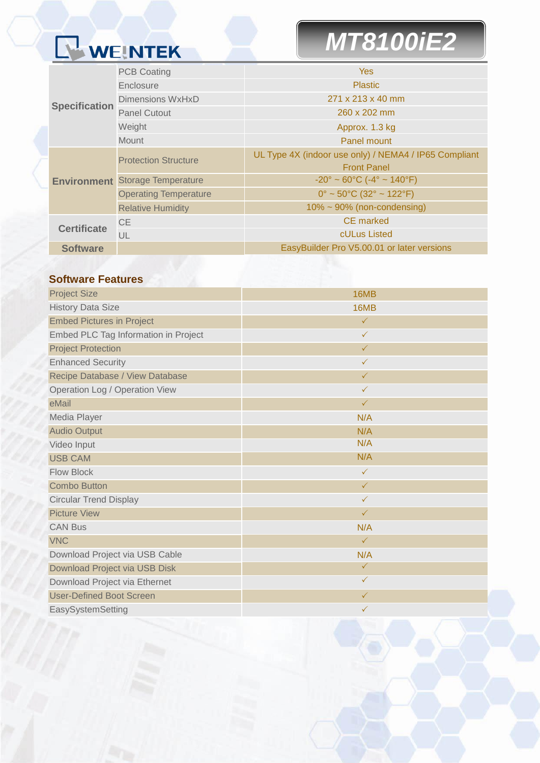# WEINTEK

# MT8100iE2

| | | |
|---|---|---|
| Specification | PCB Coating | Yes |
| | Enclosure | Plastic |
| | Dimensions WxHxD | 271 x 213 x 40 mm |
| | Panel Cutout | 260 x 202 mm |
| | Weight | Approx. 1.3 kg |
| | Mount | Panel mount |
| Environment | Protection Structure | UL Type 4X (indoor use only) / NEMA4 / IP65 Compliant Front Panel |
| | Storage Temperature | -20° ~ 60°C (-4° ~ 140°F) |
| | Operating Temperature | 0° ~ 50°C (32° ~ 122°F) |
| | Relative Humidity | 10% ~ 90% (non-condensing) |
| Certificate | CE | CE marked |
| | UL | cULus Listed |
| Software | | EasyBuilder Pro V5.00.01 or later versions |

## Software Features

| | |
|---|---|
| Project Size | 16MB |
| History Data Size | 16MB |
| Embed Pictures in Project | ✓ |
| Embed PLC Tag Information in Project | ✓ |
| Project Protection | ✓ |
| Enhanced Security | ✓ |
| Recipe Database / View Database | ✓ |
| Operation Log / Operation View | ✓ |
| eMail | ✓ |
| Media Player | N/A |
| Audio Output | N/A |
| Video Input | N/A |
| USB CAM | N/A |
| Flow Block | ✓ |
| Combo Button | ✓ |
| Circular Trend Display | ✓ |
| Picture View | ✓ |
| CAN Bus | N/A |
| VNC | ✓ |
| Download Project via USB Cable | N/A |
| Download Project via USB Disk | ✓ |
| Download Project via Ethernet | ✓ |
| User-Defined Boot Screen | ✓ |
| EasySystemSetting | ✓ |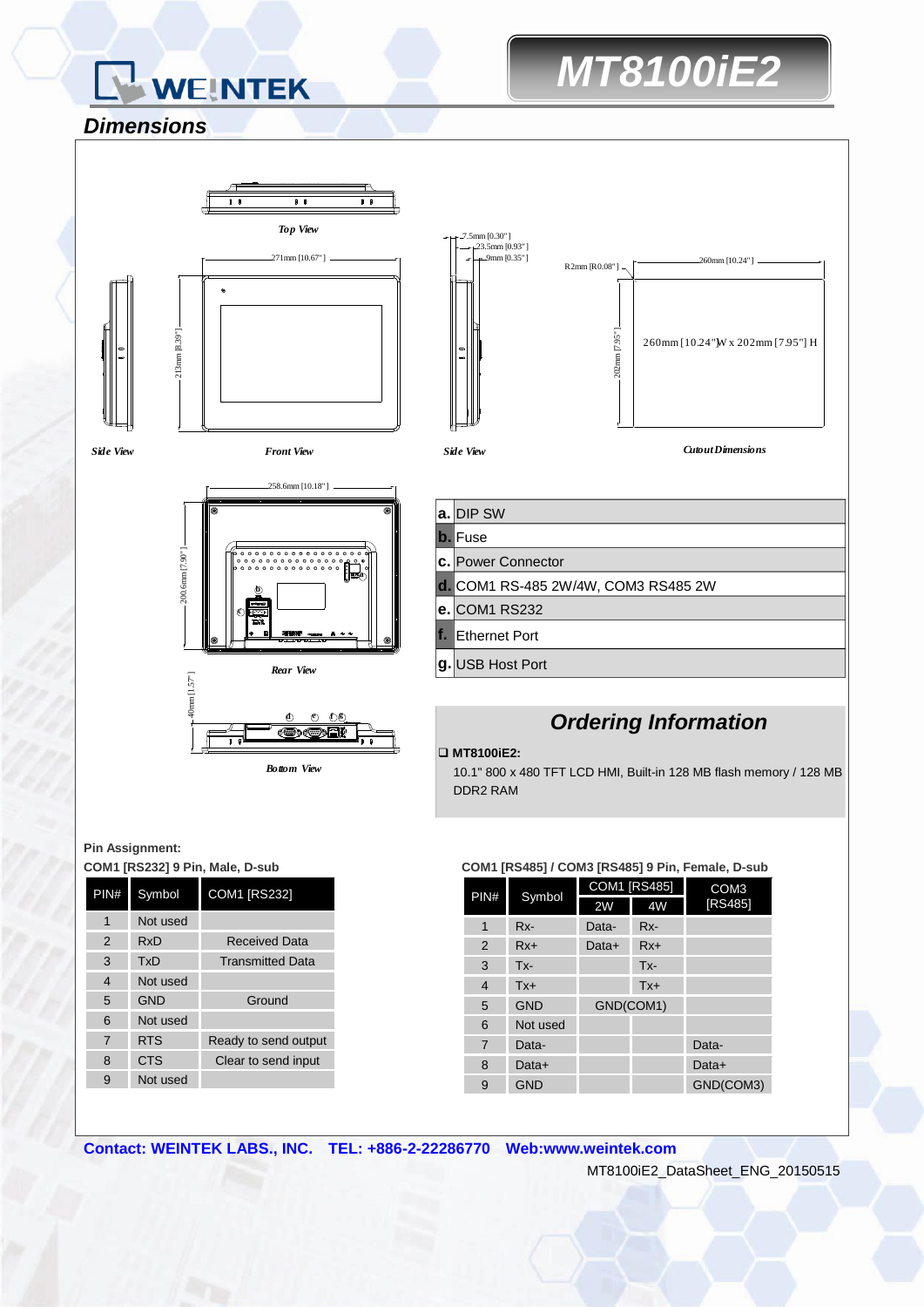## Dimensions

Top View

7.5mm [0.30"]
23.5mm [0.93"]
9mm [0.35"]

271mm [10.67"]

213mm [8.39"]

R2mm [R0.08"]

260mm [10.24"]

202mm [7.95"]

260mm [10.24"]W x 202mm [7.95"] H

Side View

Front View

Side View

Cutout Dimensions

258.6mm [10.18"]

200.6mm [7.90"]

Rear View

40mm [1.57"]

Bottom View

| | |
|---|---|
| **a.** | DIP SW |
| **b.** | Fuse |
| **c.** | Power Connector |
| **d.** | COM1 RS-485 2W/4W, COM3 RS485 2W |
| **e.** | COM1 RS232 |
| **f.** | Ethernet Port |
| **g.** | USB Host Port |

## Ordering Information

❑ **MT8100iE2:**

10.1" 800 x 480 TFT LCD HMI, Built-in 128 MB flash memory / 128 MB DDR2 RAM

**Pin Assignment:**

**COM1 [RS232] 9 Pin, Male, D-sub**

| PIN# | Symbol | COM1 [RS232] |
|---|---|---|
| 1 | Not used | |
| 2 | RxD | Received Data |
| 3 | TxD | Transmitted Data |
| 4 | Not used | |
| 5 | GND | Ground |
| 6 | Not used | |
| 7 | RTS | Ready to send output |
| 8 | CTS | Clear to send input |
| 9 | Not used | |

**COM1 [RS485] / COM3 [RS485] 9 Pin, Female, D-sub**

| PIN# | Symbol | COM1 [RS485] | | COM3 [RS485] |
|---|---|---|---|---|
| | | 2W | 4W | |
| 1 | Rx- | Data- | Rx- | |
| 2 | Rx+ | Data+ | Rx+ | |
| 3 | Tx- | | Tx- | |
| 4 | Tx+ | | Tx+ | |
| 5 | GND | GND(COM1) | | |
| 6 | Not used | | | |
| 7 | Data- | | | Data- |
| 8 | Data+ | | | Data+ |
| 9 | GND | | | GND(COM3) |

**Contact: WEINTEK LABS., INC. TEL: +886-2-22286770 Web:www.weintek.com**